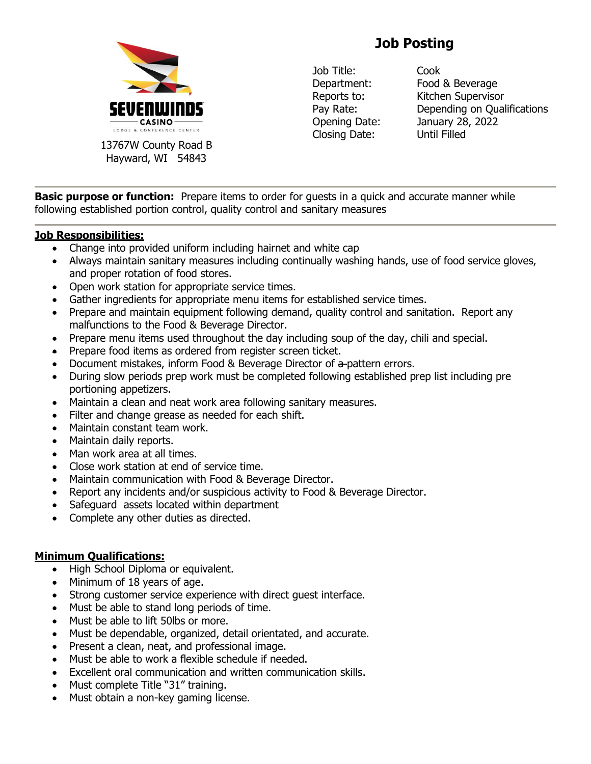# Job Posting

SEVENWINDS CASINO
LODGE & CONFERENCE CENTER

13767W County Road B
Hayward, WI 54843

| | |
|---|---|
| Job Title: | Cook |
| Department: | Food & Beverage |
| Reports to: | Kitchen Supervisor |
| Pay Rate: | Depending on Qualifications |
| Opening Date: | January 28, 2022 |
| Closing Date: | Until Filled |

---

**Basic purpose or function:** Prepare items to order for guests in a quick and accurate manner while following established portion control, quality control and sanitary measures

---

## Job Responsibilities:

- Change into provided uniform including hairnet and white cap
- Always maintain sanitary measures including continually washing hands, use of food service gloves, and proper rotation of food stores.
- Open work station for appropriate service times.
- Gather ingredients for appropriate menu items for established service times.
- Prepare and maintain equipment following demand, quality control and sanitation. Report any malfunctions to the Food & Beverage Director.
- Prepare menu items used throughout the day including soup of the day, chili and special.
- Prepare food items as ordered from register screen ticket.
- Document mistakes, inform Food & Beverage Director of ~~a~~ pattern errors.
- During slow periods prep work must be completed following established prep list including pre portioning appetizers.
- Maintain a clean and neat work area following sanitary measures.
- Filter and change grease as needed for each shift.
- Maintain constant team work.
- Maintain daily reports.
- Man work area at all times.
- Close work station at end of service time.
- Maintain communication with Food & Beverage Director.
- Report any incidents and/or suspicious activity to Food & Beverage Director.
- Safeguard assets located within department
- Complete any other duties as directed.

## Minimum Qualifications:

- High School Diploma or equivalent.
- Minimum of 18 years of age.
- Strong customer service experience with direct guest interface.
- Must be able to stand long periods of time.
- Must be able to lift 50lbs or more.
- Must be dependable, organized, detail orientated, and accurate.
- Present a clean, neat, and professional image.
- Must be able to work a flexible schedule if needed.
- Excellent oral communication and written communication skills.
- Must complete Title "31" training.
- Must obtain a non-key gaming license.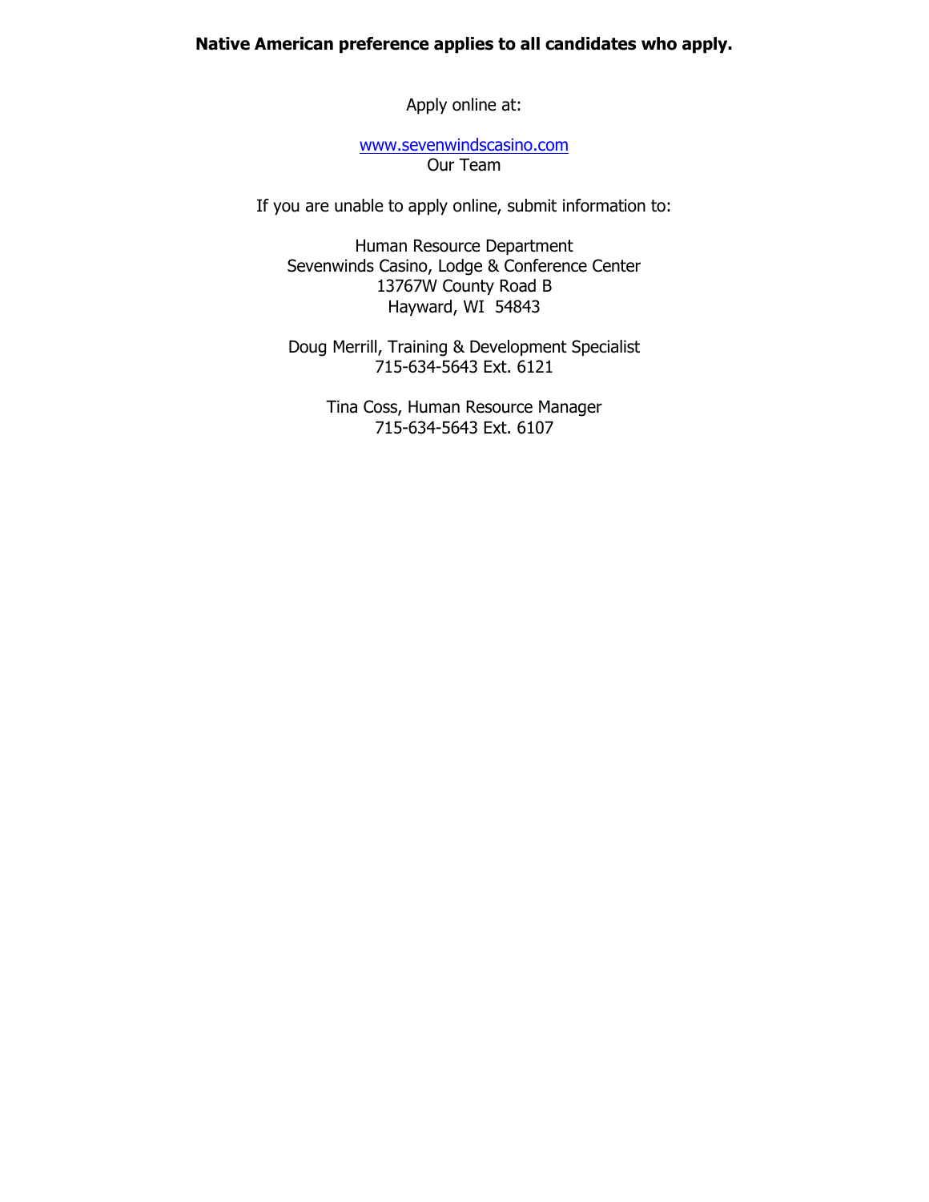**Native American preference applies to all candidates who apply.**

Apply online at:

www.sevenwindscasino.com
Our Team

If you are unable to apply online, submit information to:

Human Resource Department
Sevenwinds Casino, Lodge & Conference Center
13767W County Road B
Hayward, WI 54843

Doug Merrill, Training & Development Specialist
715-634-5643 Ext. 6121

Tina Coss, Human Resource Manager
715-634-5643 Ext. 6107